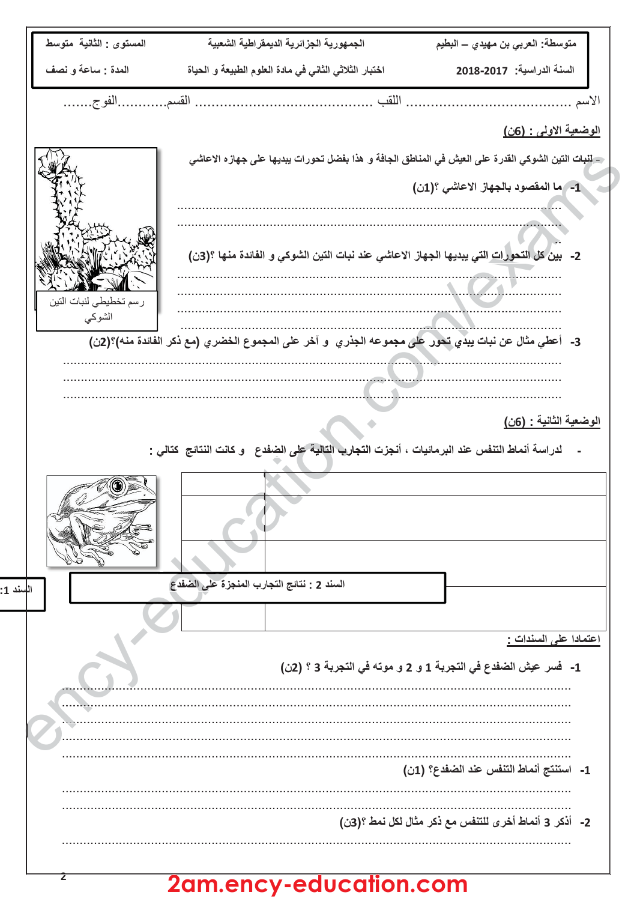| المستوى : الثانية متوسط | الجمهورية الجزائرية الديمقراطية الشعبية | متوسطة: العربي بن مهيدي – البطيم |
| --- | --- | --- |
| المدة : ساعة و نصف | اختبار الثلاثي الثاني في مادة العلوم الطبيعة و الحياة | السنة الدراسية: 2017-2018 |

الاسم ........................................ اللقب .......................................... القسم............الفوج.......

## الوضعية الاولى : (6ن)

- لنبات التين الشوكي القدرة على العيش في المناطق الجافة و هذا بفضل تحورات يبديها على جهازه الاعاشي

رسم تخطيطي لنبات التين الشوكي

1- ما المقصود بالجهاز الاعاشي ؟(1ن)

.......................................................................................................

.......................................................................................................

2- بين كل التحورات التي يبديها الجهاز الاعاشي عند نبات التين الشوكي و الفائدة منها ؟(3ن)

.......................................................................................................

.......................................................................................................

.......................................................................................................

3- أعطي مثال عن نبات يبدي تحور على مجموعه الجذري و آخر على المجموع الخضري (مع ذكر الفائدة منه)؟(2ن)

.......................................................................................................

.......................................................................................................

.......................................................................................................

## الوضعية الثانية : (6ن)

- لدراسة أنماط التنفس عند البرمائيات ، أنجزت التجارب التالية على الضفدع و كانت النتائج كتالي :

| | |
| --- | --- |
| | |
| | |
| | |
| | |

السند 1:

السند 2 : نتائج التجارب المنجزة على الضفدع

اعتمادا على السندات :

1- فسر عيش الضفدع في التجربة 1 و 2 و موته في التجربة 3 ؟ (2ن)

.......................................................................................................

.......................................................................................................

.......................................................................................................

.......................................................................................................

.......................................................................................................

1- استنتج أنماط التنفس عند الضفدع؟ (1ن)

.......................................................................................................

.......................................................................................................

2- أذكر 3 أنماط أخرى للتنفس مع ذكر مثال لكل نمط؟ (3ن)

.......................................................................................................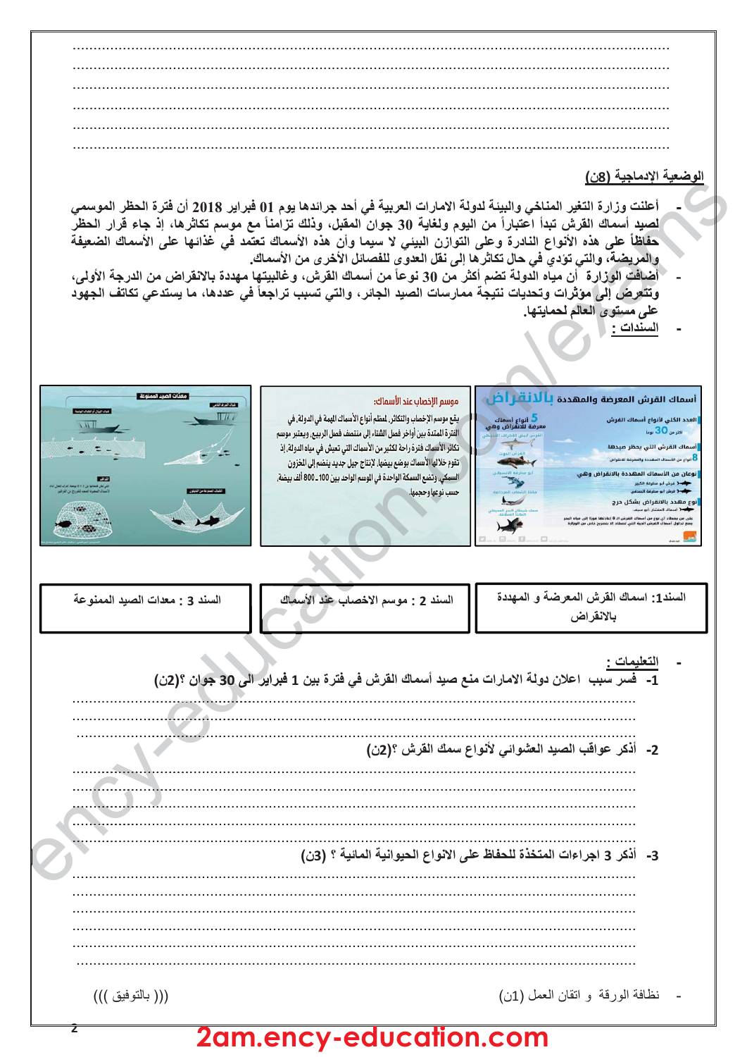..........................................................................................................................................

..........................................................................................................................................

..........................................................................................................................................

..........................................................................................................................................

..........................................................................................................................................

..........................................................................................................................................

## الوضعية الادماجية (8ن)

- أعلنت وزارة التغير المناخي والبيئة لدولة الامارات العربية في أحد جرائدها يوم 01 فبراير 2018 أن فترة الحظر الموسمي لصيد أسماك القرش تبدأ اعتباراً من اليوم ولغاية 30 جوان المقبل، وذلك تزامناً مع موسم تكاثرها، إذ جاء قرار الحظر حفاظاً على هذه الأنواع النادرة وعلى التوازن البيئي لا سيما وأن هذه الأسماك تعتمد في غذائها على الأسماك الضعيفة والمريضة، والتي تؤدي في حال تكاثرها إلى نقل العدوى للفصائل الأخرى من الأسماك.
- أضافت الوزارة أن مياه الدولة تضم أكثر من 30 نوعاً من أسماك القرش، وغالبيتها مهددة بالانقراض من الدرجة الأولى، وتتعرض إلى مؤثرات وتحديات نتيجة ممارسات الصيد الجائر، والتي تسبب تراجعاً في عددها، ما يستدعي تكاتف الجهود على مستوى العالم لحمايتها.
- **السندات :**

| السند1: اسماك القرش المعرضة و المهددة بالانقراض | السند 2 : موسم الاخصاب عند الأسماك | السند 3 : معدات الصيد الممنوعة |
|---|---|---|

- **التعليمات :**

**1-** فسر سبب اعلان دولة الامارات منع صيد أسماك القرش في فترة بين 1 فبراير الى 30 جوان ؟(2ن)

..........................................................................................................................................

..........................................................................................................................................

..........................................................................................................................................

**2-** أذكر عواقب الصيد العشوائي لأنواع سمك القرش ؟(2ن)

..........................................................................................................................................

..........................................................................................................................................

..........................................................................................................................................

..........................................................................................................................................

..........................................................................................................................................

**3-** أذكر 3 اجراءات المتخذة للحفاظ على الانواع الحيوانية المائية ؟ (3ن)

..........................................................................................................................................

..........................................................................................................................................

..........................................................................................................................................

..........................................................................................................................................

..........................................................................................................................................

..........................................................................................................................................

- نظافة الورقة و اتقان العمل (1ن)

((( بالتوفيق )))